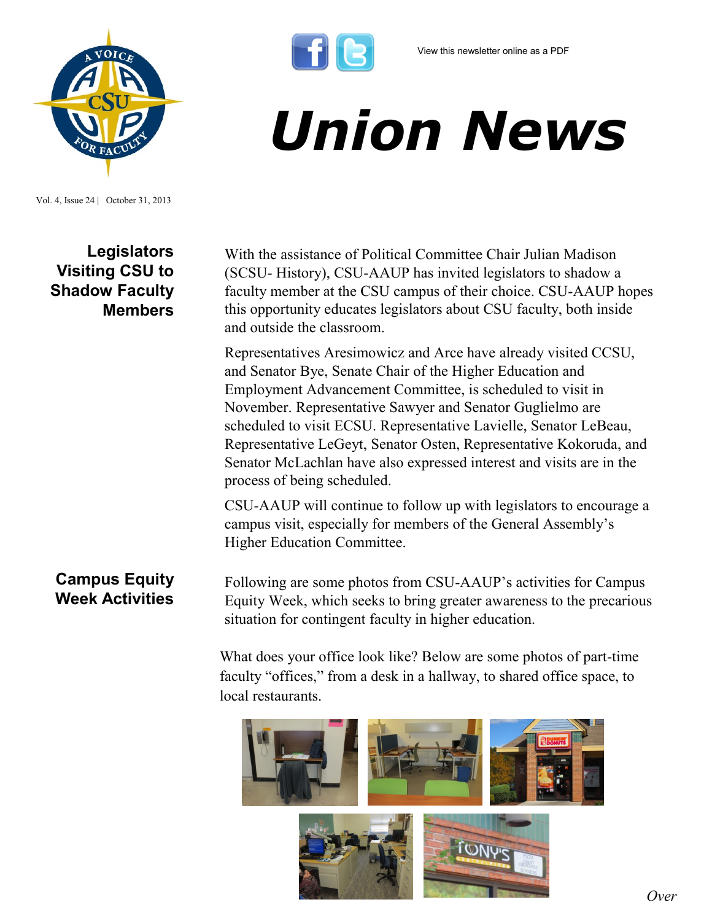View this newsletter online as a PDF

# Union News

Vol. 4, Issue 24 | October 31, 2013

## Legislators Visiting CSU to Shadow Faculty Members

With the assistance of Political Committee Chair Julian Madison (SCSU- History), CSU-AAUP has invited legislators to shadow a faculty member at the CSU campus of their choice. CSU-AAUP hopes this opportunity educates legislators about CSU faculty, both inside and outside the classroom.

Representatives Aresimowicz and Arce have already visited CCSU, and Senator Bye, Senate Chair of the Higher Education and Employment Advancement Committee, is scheduled to visit in November. Representative Sawyer and Senator Guglielmo are scheduled to visit ECSU. Representative Lavielle, Senator LeBeau, Representative LeGeyt, Senator Osten, Representative Kokoruda, and Senator McLachlan have also expressed interest and visits are in the process of being scheduled.

CSU-AAUP will continue to follow up with legislators to encourage a campus visit, especially for members of the General Assembly's Higher Education Committee.

## Campus Equity Week Activities

Following are some photos from CSU-AAUP's activities for Campus Equity Week, which seeks to bring greater awareness to the precarious situation for contingent faculty in higher education.

What does your office look like? Below are some photos of part-time faculty "offices," from a desk in a hallway, to shared office space, to local restaurants.

*Over*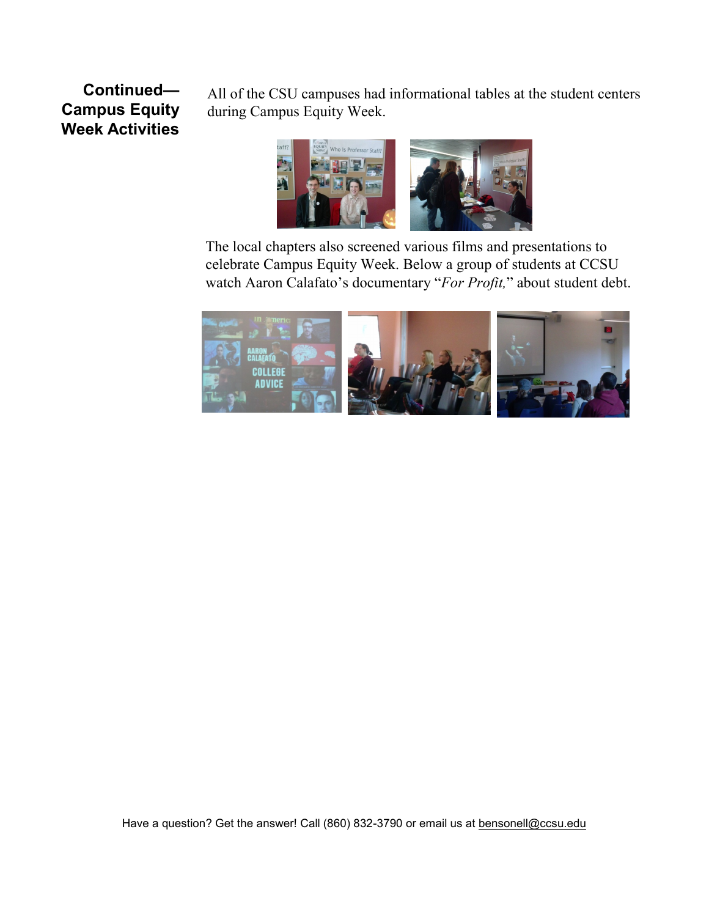## Continued—Campus Equity Week Activities

All of the CSU campuses had informational tables at the student centers during Campus Equity Week.

The local chapters also screened various films and presentations to celebrate Campus Equity Week. Below a group of students at CCSU watch Aaron Calafato's documentary "*For Profit,*" about student debt.

Have a question? Get the answer! Call (860) 832-3790 or email us at bensonell@ccsu.edu